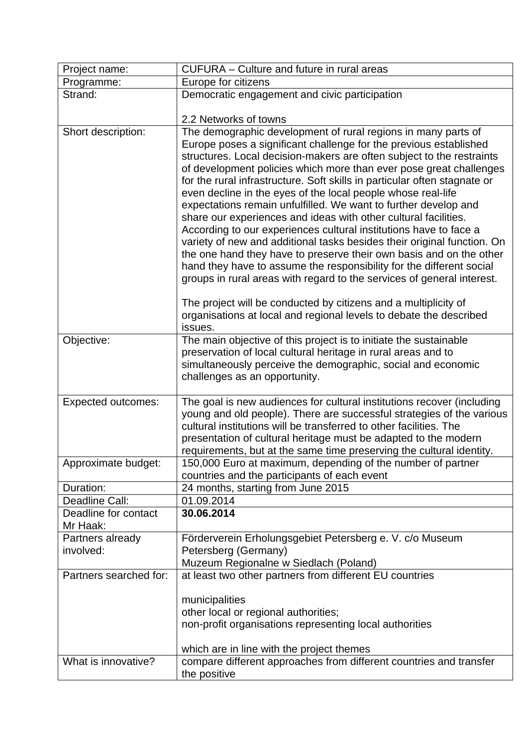| Project name: | CUFURA – Culture and future in rural areas |
|---|---|
| Programme: | Europe for citizens |
| Strand: | Democratic engagement and civic participation<br><br>2.2 Networks of towns |
| Short description: | The demographic development of rural regions in many parts of Europe poses a significant challenge for the previous established structures. Local decision-makers are often subject to the restraints of development policies which more than ever pose great challenges for the rural infrastructure. Soft skills in particular often stagnate or even decline in the eyes of the local people whose real-life expectations remain unfulfilled. We want to further develop and share our experiences and ideas with other cultural facilities. According to our experiences cultural institutions have to face a variety of new and additional tasks besides their original function. On the one hand they have to preserve their own basis and on the other hand they have to assume the responsibility for the different social groups in rural areas with regard to the services of general interest.<br><br>The project will be conducted by citizens and a multiplicity of organisations at local and regional levels to debate the described issues. |
| Objective: | The main objective of this project is to initiate the sustainable preservation of local cultural heritage in rural areas and to simultaneously perceive the demographic, social and economic challenges as an opportunity. |
| Expected outcomes: | The goal is new audiences for cultural institutions recover (including young and old people). There are successful strategies of the various cultural institutions will be transferred to other facilities. The presentation of cultural heritage must be adapted to the modern requirements, but at the same time preserving the cultural identity. |
| Approximate budget: | 150,000 Euro at maximum, depending of the number of partner countries and the participants of each event |
| Duration: | 24 months, starting from June 2015 |
| Deadline Call: | 01.09.2014 |
| Deadline for contact Mr Haak: | **30.06.2014** |
| Partners already involved: | Förderverein Erholungsgebiet Petersberg e. V. c/o Museum Petersberg (Germany)<br>Muzeum Regionalne w Siedlach (Poland) |
| Partners searched for: | at least two other partners from different EU countries<br><br>municipalities<br>other local or regional authorities;<br>non-profit organisations representing local authorities<br><br>which are in line with the project themes |
| What is innovative? | compare different approaches from different countries and transfer the positive |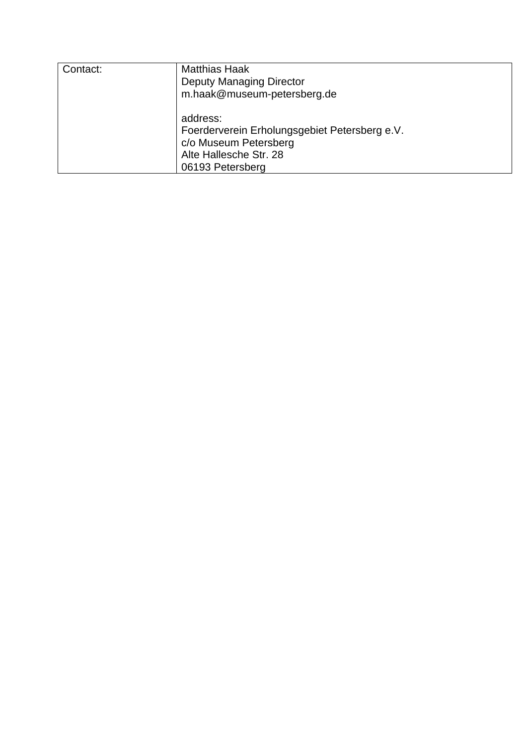| | |
|---|---|
| Contact: | Matthias Haak<br>Deputy Managing Director<br>m.haak@museum-petersberg.de<br><br>address:<br>Foerderverein Erholungsgebiet Petersberg e.V.<br>c/o Museum Petersberg<br>Alte Hallesche Str. 28<br>06193 Petersberg |